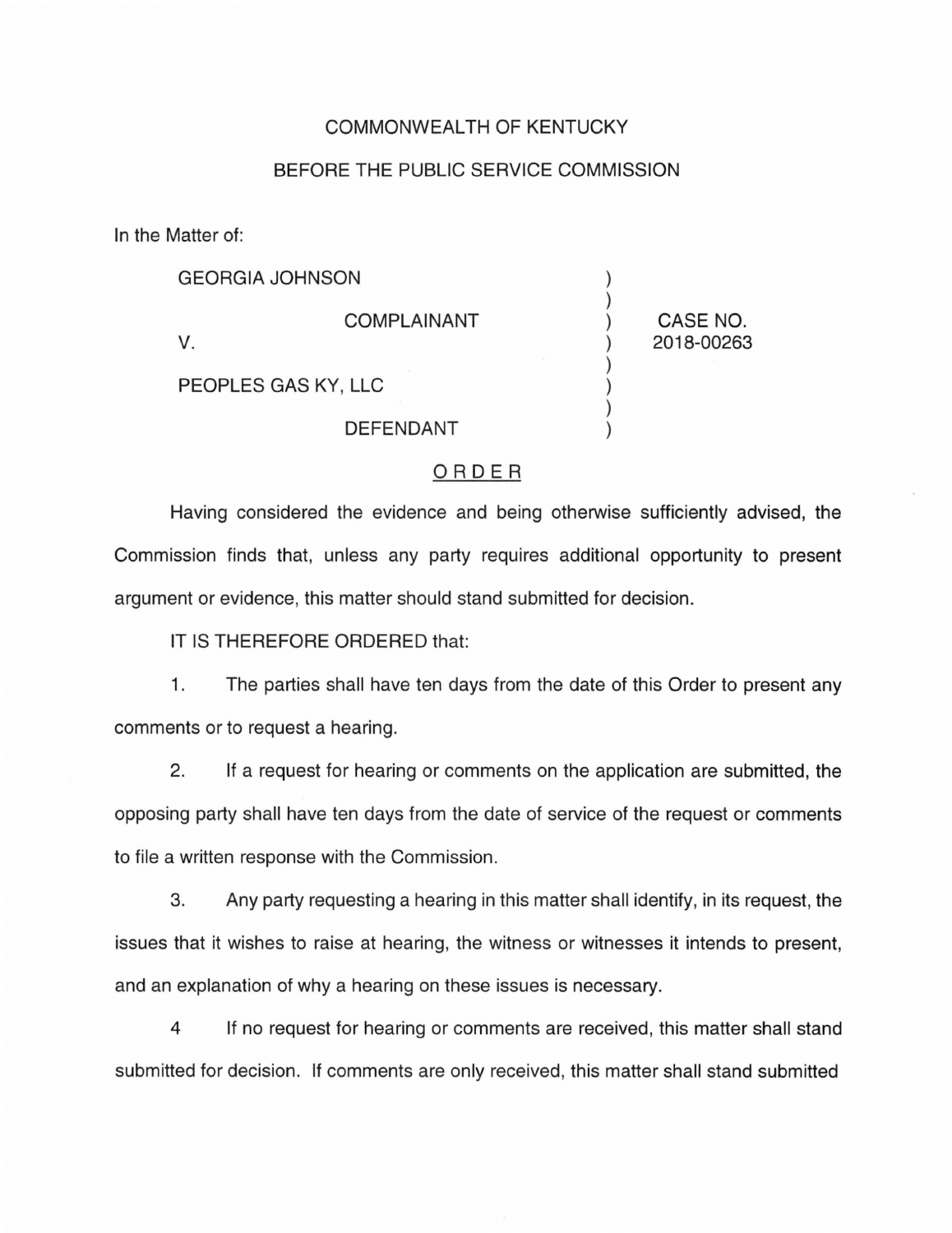COMMONWEALTH OF KENTUCKY

BEFORE THE PUBLIC SERVICE COMMISSION

In the Matter of:

| | | |
|---|---|---|
| GEORGIA JOHNSON<br><br>COMPLAINANT<br><br>V.<br><br>PEOPLES GAS KY, LLC<br><br>DEFENDANT | ) | CASE NO.<br>2018-00263 |

## ORDER

Having considered the evidence and being otherwise sufficiently advised, the Commission finds that, unless any party requires additional opportunity to present argument or evidence, this matter should stand submitted for decision.

IT IS THEREFORE ORDERED that:

1. The parties shall have ten days from the date of this Order to present any comments or to request a hearing.

2. If a request for hearing or comments on the application are submitted, the opposing party shall have ten days from the date of service of the request or comments to file a written response with the Commission.

3. Any party requesting a hearing in this matter shall identify, in its request, the issues that it wishes to raise at hearing, the witness or witnesses it intends to present, and an explanation of why a hearing on these issues is necessary.

4 If no request for hearing or comments are received, this matter shall stand submitted for decision. If comments are only received, this matter shall stand submitted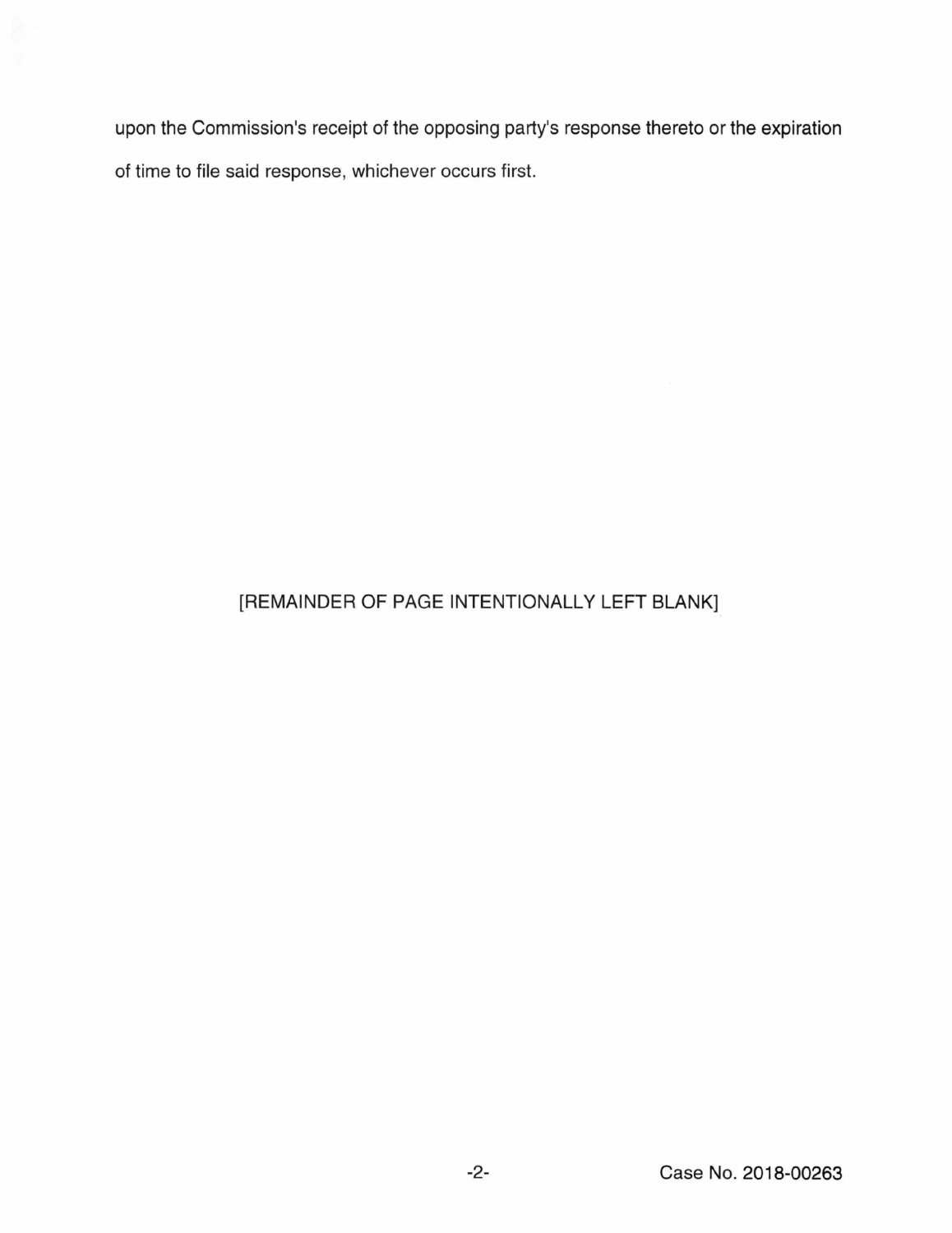upon the Commission's receipt of the opposing party's response thereto or the expiration of time to file said response, whichever occurs first.

[REMAINDER OF PAGE INTENTIONALLY LEFT BLANK]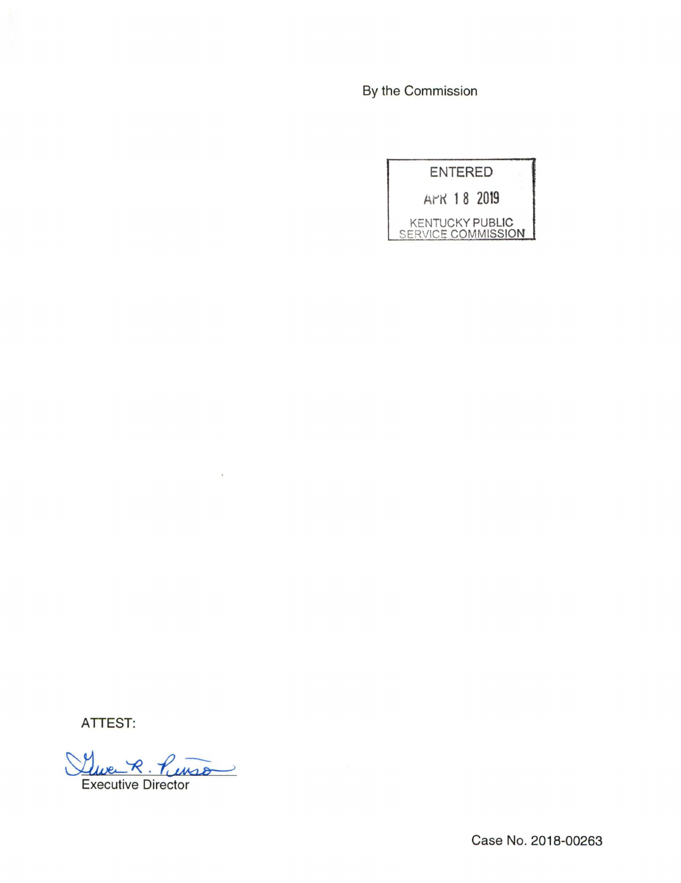By the Commission

ENTERED

APR 18 2019

KENTUCKY PUBLIC SERVICE COMMISSION

ATTEST:

Gwen R. Pinson

Executive Director

Case No. 2018-00263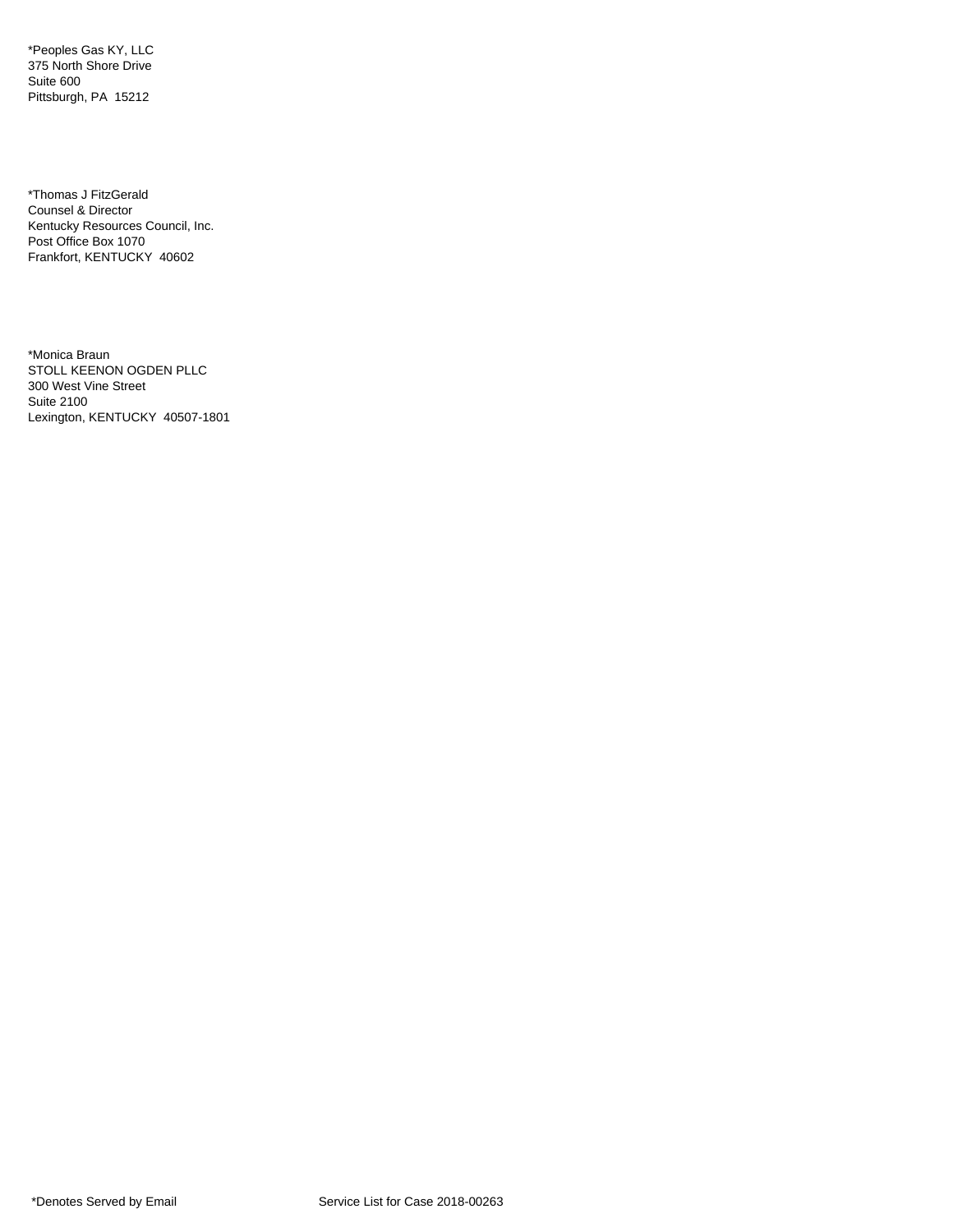*Peoples Gas KY, LLC
375 North Shore Drive
Suite 600
Pittsburgh, PA  15212

*Thomas J FitzGerald
Counsel & Director
Kentucky Resources Council, Inc.
Post Office Box 1070
Frankfort, KENTUCKY  40602

*Monica Braun
STOLL KEENON OGDEN PLLC
300 West Vine Street
Suite 2100
Lexington, KENTUCKY  40507-1801

*Denotes Served by Email

Service List for Case 2018-00263